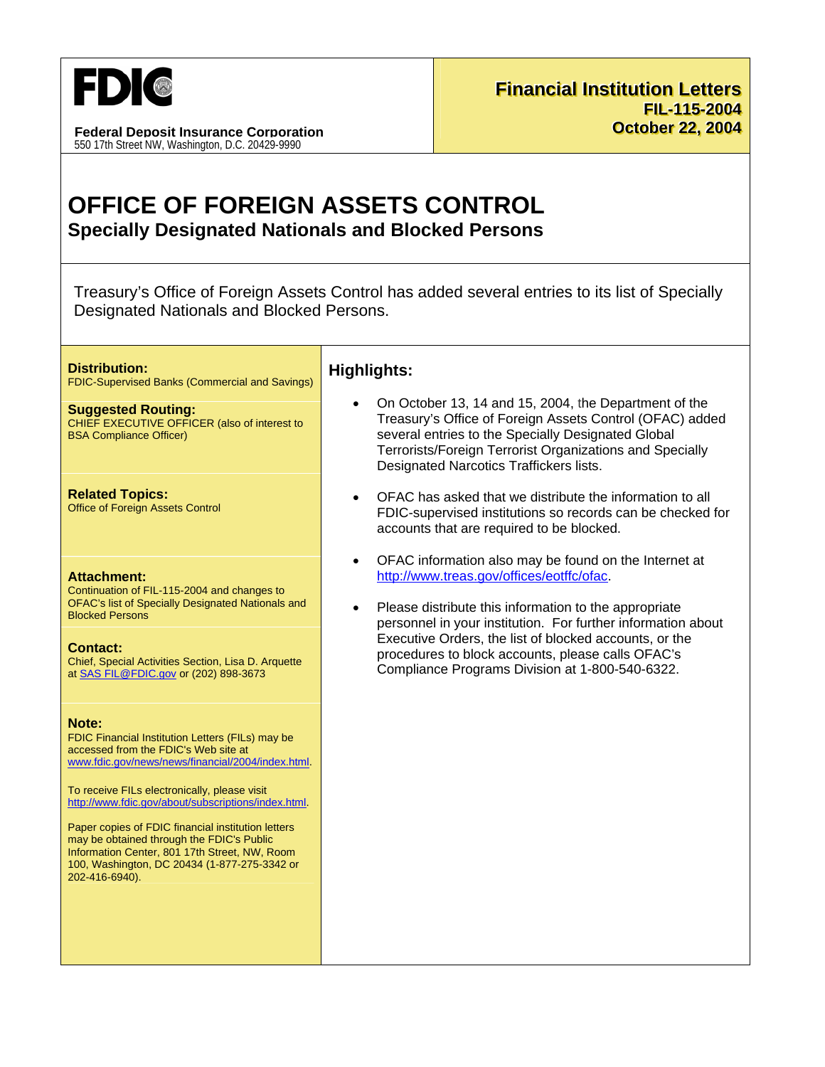# FDIC

**Federal Deposit Insurance Corporation**
550 17th Street NW, Washington, D.C. 20429-9990

**Financial Institution Letters**
**FIL-115-2004**
**October 22, 2004**

# OFFICE OF FOREIGN ASSETS CONTROL

## Specially Designated Nationals and Blocked Persons

Treasury's Office of Foreign Assets Control has added several entries to its list of Specially Designated Nationals and Blocked Persons.

**Distribution:**
FDIC-Supervised Banks (Commercial and Savings)

**Suggested Routing:**
CHIEF EXECUTIVE OFFICER (also of interest to BSA Compliance Officer)

**Related Topics:**
Office of Foreign Assets Control

**Attachment:**
Continuation of FIL-115-2004 and changes to OFAC's list of Specially Designated Nationals and Blocked Persons

**Contact:**
Chief, Special Activities Section, Lisa D. Arquette at SAS FIL@FDIC.gov or (202) 898-3673

**Note:**
FDIC Financial Institution Letters (FILs) may be accessed from the FDIC's Web site at www.fdic.gov/news/news/financial/2004/index.html.

To receive FILs electronically, please visit http://www.fdic.gov/about/subscriptions/index.html.

Paper copies of FDIC financial institution letters may be obtained through the FDIC's Public Information Center, 801 17th Street, NW, Room 100, Washington, DC 20434 (1-877-275-3342 or 202-416-6940).

### Highlights:

- On October 13, 14 and 15, 2004, the Department of the Treasury's Office of Foreign Assets Control (OFAC) added several entries to the Specially Designated Global Terrorists/Foreign Terrorist Organizations and Specially Designated Narcotics Traffickers lists.
- OFAC has asked that we distribute the information to all FDIC-supervised institutions so records can be checked for accounts that are required to be blocked.
- OFAC information also may be found on the Internet at http://www.treas.gov/offices/eotffc/ofac.
- Please distribute this information to the appropriate personnel in your institution. For further information about Executive Orders, the list of blocked accounts, or the procedures to block accounts, please calls OFAC's Compliance Programs Division at 1-800-540-6322.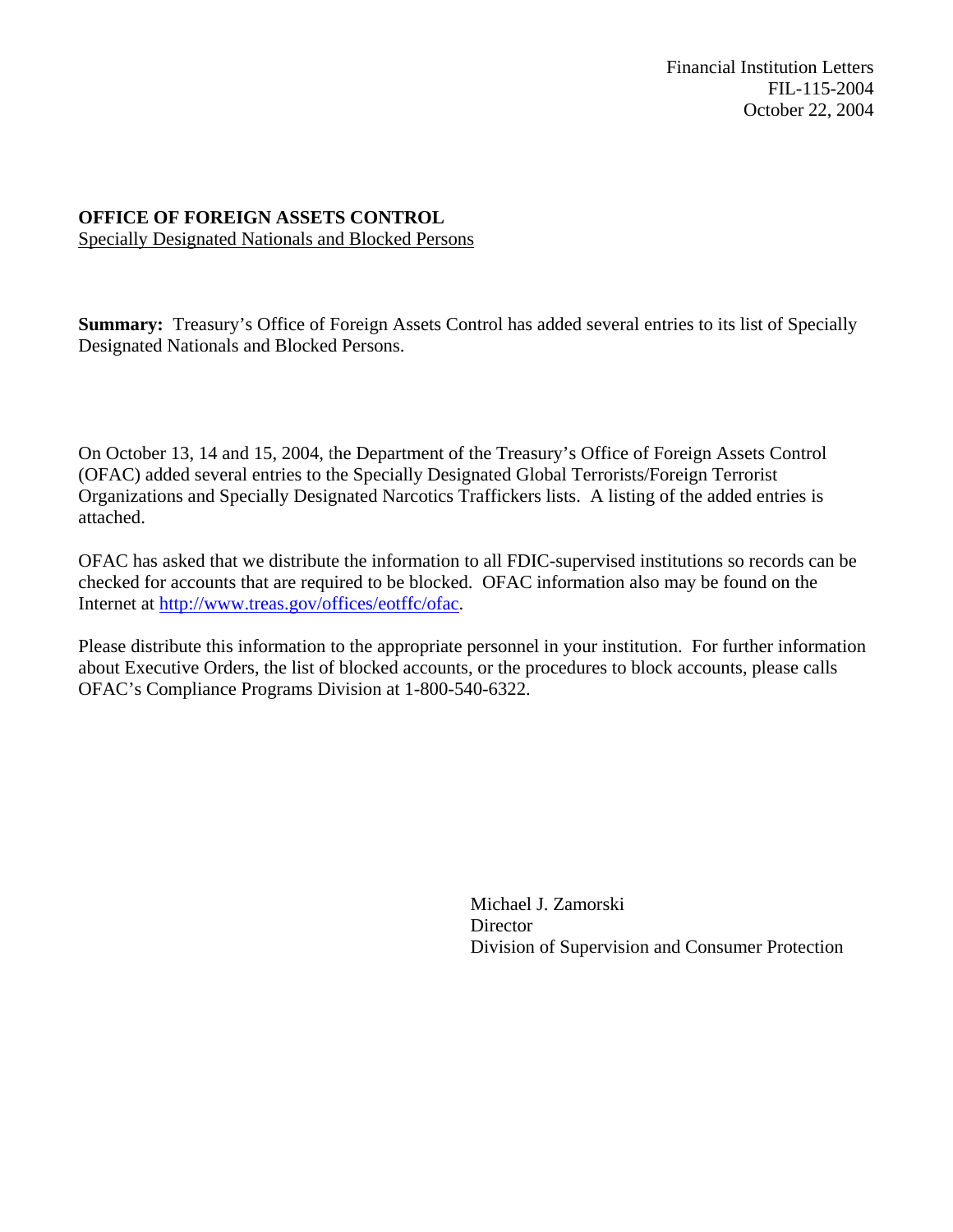Financial Institution Letters
FIL-115-2004
October 22, 2004

**OFFICE OF FOREIGN ASSETS CONTROL**
Specially Designated Nationals and Blocked Persons

**Summary:** Treasury's Office of Foreign Assets Control has added several entries to its list of Specially Designated Nationals and Blocked Persons.

On October 13, 14 and 15, 2004, the Department of the Treasury's Office of Foreign Assets Control (OFAC) added several entries to the Specially Designated Global Terrorists/Foreign Terrorist Organizations and Specially Designated Narcotics Traffickers lists. A listing of the added entries is attached.

OFAC has asked that we distribute the information to all FDIC-supervised institutions so records can be checked for accounts that are required to be blocked. OFAC information also may be found on the Internet at http://www.treas.gov/offices/eotffc/ofac.

Please distribute this information to the appropriate personnel in your institution. For further information about Executive Orders, the list of blocked accounts, or the procedures to block accounts, please calls OFAC's Compliance Programs Division at 1-800-540-6322.

Michael J. Zamorski
Director
Division of Supervision and Consumer Protection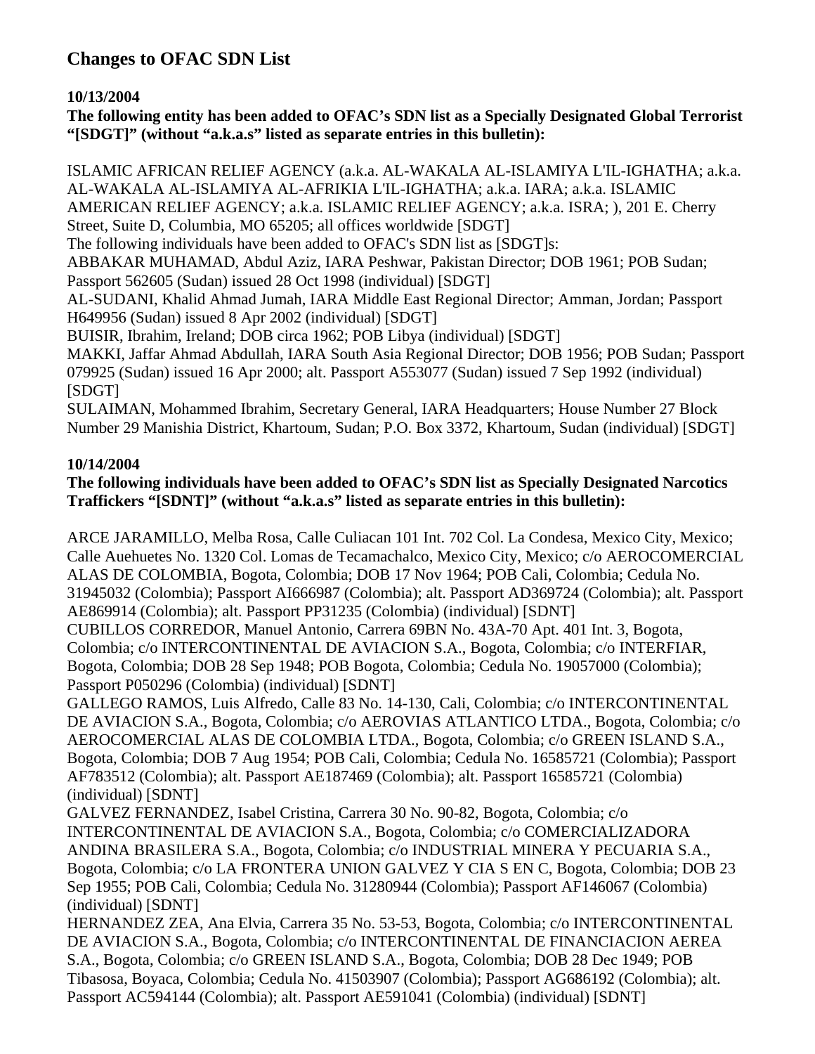# Changes to OFAC SDN List

**10/13/2004**

**The following entity has been added to OFAC's SDN list as a Specially Designated Global Terrorist "[SDGT]" (without "a.k.a.s" listed as separate entries in this bulletin):**

ISLAMIC AFRICAN RELIEF AGENCY (a.k.a. AL-WAKALA AL-ISLAMIYA L'IL-IGHATHA; a.k.a. AL-WAKALA AL-ISLAMIYA AL-AFRIKIA L'IL-IGHATHA; a.k.a. IARA; a.k.a. ISLAMIC AMERICAN RELIEF AGENCY; a.k.a. ISLAMIC RELIEF AGENCY; a.k.a. ISRA; ), 201 E. Cherry Street, Suite D, Columbia, MO 65205; all offices worldwide [SDGT]

The following individuals have been added to OFAC's SDN list as [SDGT]s:

ABBAKAR MUHAMAD, Abdul Aziz, IARA Peshwar, Pakistan Director; DOB 1961; POB Sudan; Passport 562605 (Sudan) issued 28 Oct 1998 (individual) [SDGT]

AL-SUDANI, Khalid Ahmad Jumah, IARA Middle East Regional Director; Amman, Jordan; Passport H649956 (Sudan) issued 8 Apr 2002 (individual) [SDGT]

BUISIR, Ibrahim, Ireland; DOB circa 1962; POB Libya (individual) [SDGT]

MAKKI, Jaffar Ahmad Abdullah, IARA South Asia Regional Director; DOB 1956; POB Sudan; Passport 079925 (Sudan) issued 16 Apr 2000; alt. Passport A553077 (Sudan) issued 7 Sep 1992 (individual) [SDGT]

SULAIMAN, Mohammed Ibrahim, Secretary General, IARA Headquarters; House Number 27 Block Number 29 Manishia District, Khartoum, Sudan; P.O. Box 3372, Khartoum, Sudan (individual) [SDGT]

**10/14/2004**

**The following individuals have been added to OFAC's SDN list as Specially Designated Narcotics Traffickers "[SDNT]" (without "a.k.a.s" listed as separate entries in this bulletin):**

ARCE JARAMILLO, Melba Rosa, Calle Culiacan 101 Int. 702 Col. La Condesa, Mexico City, Mexico; Calle Auehuetes No. 1320 Col. Lomas de Tecamachalco, Mexico City, Mexico; c/o AEROCOMERCIAL ALAS DE COLOMBIA, Bogota, Colombia; DOB 17 Nov 1964; POB Cali, Colombia; Cedula No. 31945032 (Colombia); Passport AI666987 (Colombia); alt. Passport AD369724 (Colombia); alt. Passport AE869914 (Colombia); alt. Passport PP31235 (Colombia) (individual) [SDNT]

CUBILLOS CORREDOR, Manuel Antonio, Carrera 69BN No. 43A-70 Apt. 401 Int. 3, Bogota, Colombia; c/o INTERCONTINENTAL DE AVIACION S.A., Bogota, Colombia; c/o INTERFIAR, Bogota, Colombia; DOB 28 Sep 1948; POB Bogota, Colombia; Cedula No. 19057000 (Colombia); Passport P050296 (Colombia) (individual) [SDNT]

GALLEGO RAMOS, Luis Alfredo, Calle 83 No. 14-130, Cali, Colombia; c/o INTERCONTINENTAL DE AVIACION S.A., Bogota, Colombia; c/o AEROVIAS ATLANTICO LTDA., Bogota, Colombia; c/o AEROCOMERCIAL ALAS DE COLOMBIA LTDA., Bogota, Colombia; c/o GREEN ISLAND S.A., Bogota, Colombia; DOB 7 Aug 1954; POB Cali, Colombia; Cedula No. 16585721 (Colombia); Passport AF783512 (Colombia); alt. Passport AE187469 (Colombia); alt. Passport 16585721 (Colombia) (individual) [SDNT]

GALVEZ FERNANDEZ, Isabel Cristina, Carrera 30 No. 90-82, Bogota, Colombia; c/o INTERCONTINENTAL DE AVIACION S.A., Bogota, Colombia; c/o COMERCIALIZADORA ANDINA BRASILERA S.A., Bogota, Colombia; c/o INDUSTRIAL MINERA Y PECUARIA S.A., Bogota, Colombia; c/o LA FRONTERA UNION GALVEZ Y CIA S EN C, Bogota, Colombia; DOB 23 Sep 1955; POB Cali, Colombia; Cedula No. 31280944 (Colombia); Passport AF146067 (Colombia) (individual) [SDNT]

HERNANDEZ ZEA, Ana Elvia, Carrera 35 No. 53-53, Bogota, Colombia; c/o INTERCONTINENTAL DE AVIACION S.A., Bogota, Colombia; c/o INTERCONTINENTAL DE FINANCIACION AEREA S.A., Bogota, Colombia; c/o GREEN ISLAND S.A., Bogota, Colombia; DOB 28 Dec 1949; POB Tibasosa, Boyaca, Colombia; Cedula No. 41503907 (Colombia); Passport AG686192 (Colombia); alt. Passport AC594144 (Colombia); alt. Passport AE591041 (Colombia) (individual) [SDNT]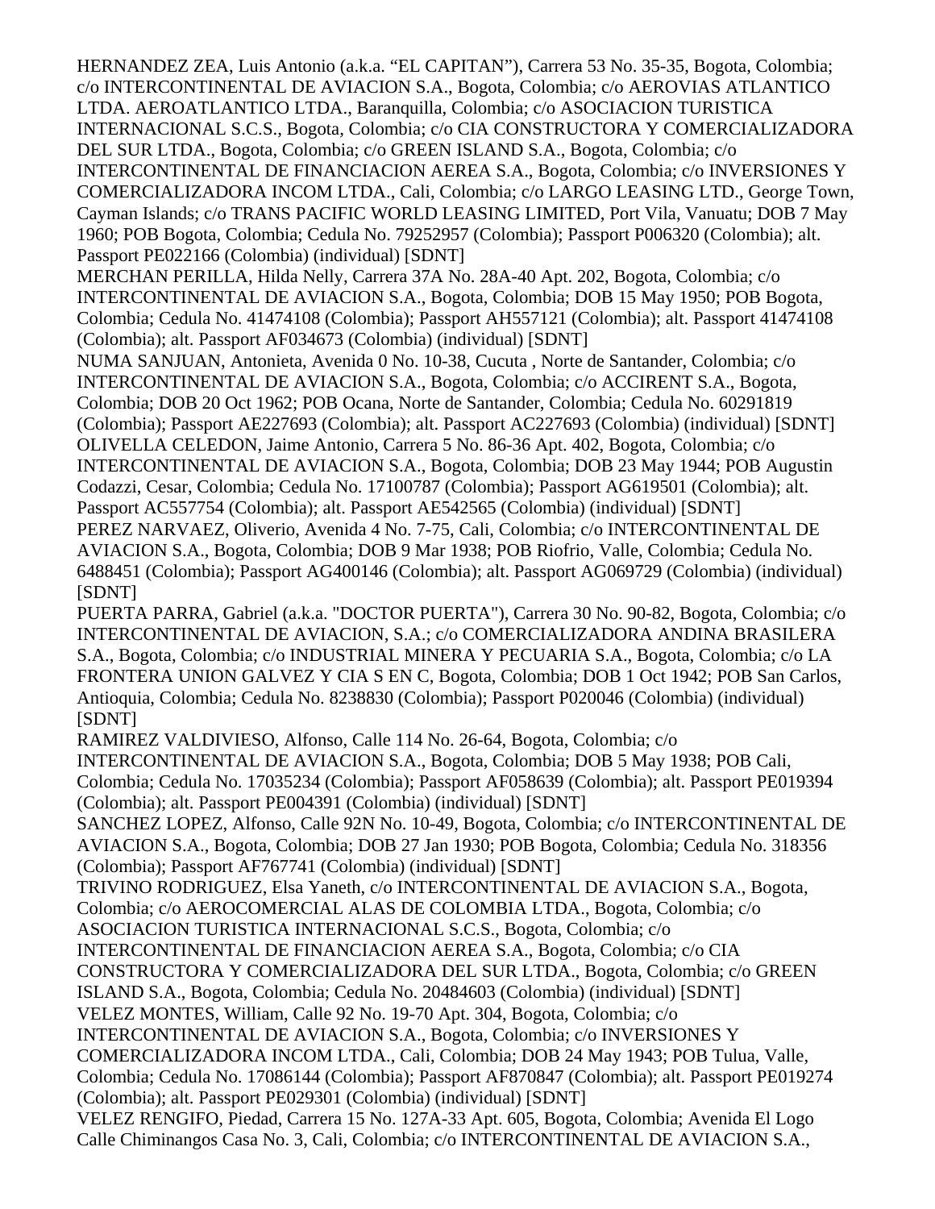HERNANDEZ ZEA, Luis Antonio (a.k.a. "EL CAPITAN"), Carrera 53 No. 35-35, Bogota, Colombia; c/o INTERCONTINENTAL DE AVIACION S.A., Bogota, Colombia; c/o AEROVIAS ATLANTICO LTDA. AEROATLANTICO LTDA., Baranquilla, Colombia; c/o ASOCIACION TURISTICA INTERNACIONAL S.C.S., Bogota, Colombia; c/o CIA CONSTRUCTORA Y COMERCIALIZADORA DEL SUR LTDA., Bogota, Colombia; c/o GREEN ISLAND S.A., Bogota, Colombia; c/o INTERCONTINENTAL DE FINANCIACION AEREA S.A., Bogota, Colombia; c/o INVERSIONES Y COMERCIALIZADORA INCOM LTDA., Cali, Colombia; c/o LARGO LEASING LTD., George Town, Cayman Islands; c/o TRANS PACIFIC WORLD LEASING LIMITED, Port Vila, Vanuatu; DOB 7 May 1960; POB Bogota, Colombia; Cedula No. 79252957 (Colombia); Passport P006320 (Colombia); alt. Passport PE022166 (Colombia) (individual) [SDNT]

MERCHAN PERILLA, Hilda Nelly, Carrera 37A No. 28A-40 Apt. 202, Bogota, Colombia; c/o INTERCONTINENTAL DE AVIACION S.A., Bogota, Colombia; DOB 15 May 1950; POB Bogota, Colombia; Cedula No. 41474108 (Colombia); Passport AH557121 (Colombia); alt. Passport 41474108 (Colombia); alt. Passport AF034673 (Colombia) (individual) [SDNT]

NUMA SANJUAN, Antonieta, Avenida 0 No. 10-38, Cucuta , Norte de Santander, Colombia; c/o INTERCONTINENTAL DE AVIACION S.A., Bogota, Colombia; c/o ACCIRENT S.A., Bogota, Colombia; DOB 20 Oct 1962; POB Ocana, Norte de Santander, Colombia; Cedula No. 60291819 (Colombia); Passport AE227693 (Colombia); alt. Passport AC227693 (Colombia) (individual) [SDNT]

OLIVELLA CELEDON, Jaime Antonio, Carrera 5 No. 86-36 Apt. 402, Bogota, Colombia; c/o INTERCONTINENTAL DE AVIACION S.A., Bogota, Colombia; DOB 23 May 1944; POB Augustin Codazzi, Cesar, Colombia; Cedula No. 17100787 (Colombia); Passport AG619501 (Colombia); alt. Passport AC557754 (Colombia); alt. Passport AE542565 (Colombia) (individual) [SDNT]

PEREZ NARVAEZ, Oliverio, Avenida 4 No. 7-75, Cali, Colombia; c/o INTERCONTINENTAL DE AVIACION S.A., Bogota, Colombia; DOB 9 Mar 1938; POB Riofrio, Valle, Colombia; Cedula No. 6488451 (Colombia); Passport AG400146 (Colombia); alt. Passport AG069729 (Colombia) (individual) [SDNT]

PUERTA PARRA, Gabriel (a.k.a. "DOCTOR PUERTA"), Carrera 30 No. 90-82, Bogota, Colombia; c/o INTERCONTINENTAL DE AVIACION, S.A.; c/o COMERCIALIZADORA ANDINA BRASILERA S.A., Bogota, Colombia; c/o INDUSTRIAL MINERA Y PECUARIA S.A., Bogota, Colombia; c/o LA FRONTERA UNION GALVEZ Y CIA S EN C, Bogota, Colombia; DOB 1 Oct 1942; POB San Carlos, Antioquia, Colombia; Cedula No. 8238830 (Colombia); Passport P020046 (Colombia) (individual) [SDNT]

RAMIREZ VALDIVIESO, Alfonso, Calle 114 No. 26-64, Bogota, Colombia; c/o INTERCONTINENTAL DE AVIACION S.A., Bogota, Colombia; DOB 5 May 1938; POB Cali, Colombia; Cedula No. 17035234 (Colombia); Passport AF058639 (Colombia); alt. Passport PE019394 (Colombia); alt. Passport PE004391 (Colombia) (individual) [SDNT]

SANCHEZ LOPEZ, Alfonso, Calle 92N No. 10-49, Bogota, Colombia; c/o INTERCONTINENTAL DE AVIACION S.A., Bogota, Colombia; DOB 27 Jan 1930; POB Bogota, Colombia; Cedula No. 318356 (Colombia); Passport AF767741 (Colombia) (individual) [SDNT]

TRIVINO RODRIGUEZ, Elsa Yaneth, c/o INTERCONTINENTAL DE AVIACION S.A., Bogota, Colombia; c/o AEROCOMERCIAL ALAS DE COLOMBIA LTDA., Bogota, Colombia; c/o ASOCIACION TURISTICA INTERNACIONAL S.C.S., Bogota, Colombia; c/o INTERCONTINENTAL DE FINANCIACION AEREA S.A., Bogota, Colombia; c/o CIA CONSTRUCTORA Y COMERCIALIZADORA DEL SUR LTDA., Bogota, Colombia; c/o GREEN ISLAND S.A., Bogota, Colombia; Cedula No. 20484603 (Colombia) (individual) [SDNT]

VELEZ MONTES, William, Calle 92 No. 19-70 Apt. 304, Bogota, Colombia; c/o INTERCONTINENTAL DE AVIACION S.A., Bogota, Colombia; c/o INVERSIONES Y COMERCIALIZADORA INCOM LTDA., Cali, Colombia; DOB 24 May 1943; POB Tulua, Valle, Colombia; Cedula No. 17086144 (Colombia); Passport AF870847 (Colombia); alt. Passport PE019274 (Colombia); alt. Passport PE029301 (Colombia) (individual) [SDNT]

VELEZ RENGIFO, Piedad, Carrera 15 No. 127A-33 Apt. 605, Bogota, Colombia; Avenida El Logo Calle Chiminangos Casa No. 3, Cali, Colombia; c/o INTERCONTINENTAL DE AVIACION S.A.,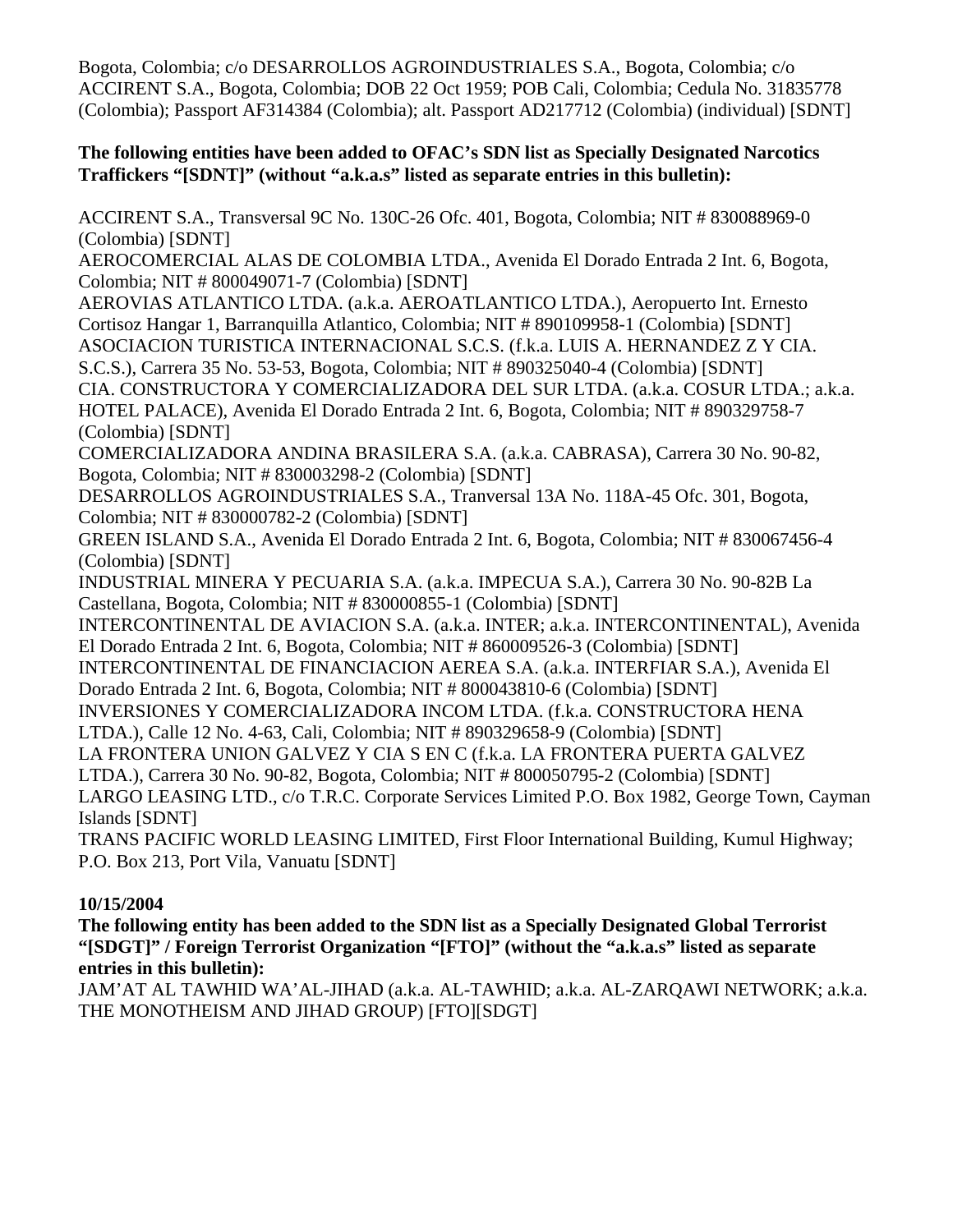Bogota, Colombia; c/o DESARROLLOS AGROINDUSTRIALES S.A., Bogota, Colombia; c/o ACCIRENT S.A., Bogota, Colombia; DOB 22 Oct 1959; POB Cali, Colombia; Cedula No. 31835778 (Colombia); Passport AF314384 (Colombia); alt. Passport AD217712 (Colombia) (individual) [SDNT]

**The following entities have been added to OFAC's SDN list as Specially Designated Narcotics Traffickers "[SDNT]" (without "a.k.a.s" listed as separate entries in this bulletin):**

ACCIRENT S.A., Transversal 9C No. 130C-26 Ofc. 401, Bogota, Colombia; NIT # 830088969-0 (Colombia) [SDNT]
AEROCOMERCIAL ALAS DE COLOMBIA LTDA., Avenida El Dorado Entrada 2 Int. 6, Bogota, Colombia; NIT # 800049071-7 (Colombia) [SDNT]
AEROVIAS ATLANTICO LTDA. (a.k.a. AEROATLANTICO LTDA.), Aeropuerto Int. Ernesto Cortisoz Hangar 1, Barranquilla Atlantico, Colombia; NIT # 890109958-1 (Colombia) [SDNT]
ASOCIACION TURISTICA INTERNACIONAL S.C.S. (f.k.a. LUIS A. HERNANDEZ Z Y CIA. S.C.S.), Carrera 35 No. 53-53, Bogota, Colombia; NIT # 890325040-4 (Colombia) [SDNT]
CIA. CONSTRUCTORA Y COMERCIALIZADORA DEL SUR LTDA. (a.k.a. COSUR LTDA.; a.k.a. HOTEL PALACE), Avenida El Dorado Entrada 2 Int. 6, Bogota, Colombia; NIT # 890329758-7 (Colombia) [SDNT]
COMERCIALIZADORA ANDINA BRASILERA S.A. (a.k.a. CABRASA), Carrera 30 No. 90-82, Bogota, Colombia; NIT # 830003298-2 (Colombia) [SDNT]
DESARROLLOS AGROINDUSTRIALES S.A., Tranversal 13A No. 118A-45 Ofc. 301, Bogota, Colombia; NIT # 830000782-2 (Colombia) [SDNT]
GREEN ISLAND S.A., Avenida El Dorado Entrada 2 Int. 6, Bogota, Colombia; NIT # 830067456-4 (Colombia) [SDNT]
INDUSTRIAL MINERA Y PECUARIA S.A. (a.k.a. IMPECUA S.A.), Carrera 30 No. 90-82B La Castellana, Bogota, Colombia; NIT # 830000855-1 (Colombia) [SDNT]
INTERCONTINENTAL DE AVIACION S.A. (a.k.a. INTER; a.k.a. INTERCONTINENTAL), Avenida El Dorado Entrada 2 Int. 6, Bogota, Colombia; NIT # 860009526-3 (Colombia) [SDNT]
INTERCONTINENTAL DE FINANCIACION AEREA S.A. (a.k.a. INTERFIAR S.A.), Avenida El Dorado Entrada 2 Int. 6, Bogota, Colombia; NIT # 800043810-6 (Colombia) [SDNT]
INVERSIONES Y COMERCIALIZADORA INCOM LTDA. (f.k.a. CONSTRUCTORA HENA LTDA.), Calle 12 No. 4-63, Cali, Colombia; NIT # 890329658-9 (Colombia) [SDNT]
LA FRONTERA UNION GALVEZ Y CIA S EN C (f.k.a. LA FRONTERA PUERTA GALVEZ LTDA.), Carrera 30 No. 90-82, Bogota, Colombia; NIT # 800050795-2 (Colombia) [SDNT]
LARGO LEASING LTD., c/o T.R.C. Corporate Services Limited P.O. Box 1982, George Town, Cayman Islands [SDNT]
TRANS PACIFIC WORLD LEASING LIMITED, First Floor International Building, Kumul Highway; P.O. Box 213, Port Vila, Vanuatu [SDNT]

**10/15/2004**

**The following entity has been added to the SDN list as a Specially Designated Global Terrorist "[SDGT]" / Foreign Terrorist Organization "[FTO]" (without the "a.k.a.s" listed as separate entries in this bulletin):**

JAM'AT AL TAWHID WA'AL-JIHAD (a.k.a. AL-TAWHID; a.k.a. AL-ZARQAWI NETWORK; a.k.a. THE MONOTHEISM AND JIHAD GROUP) [FTO][SDGT]